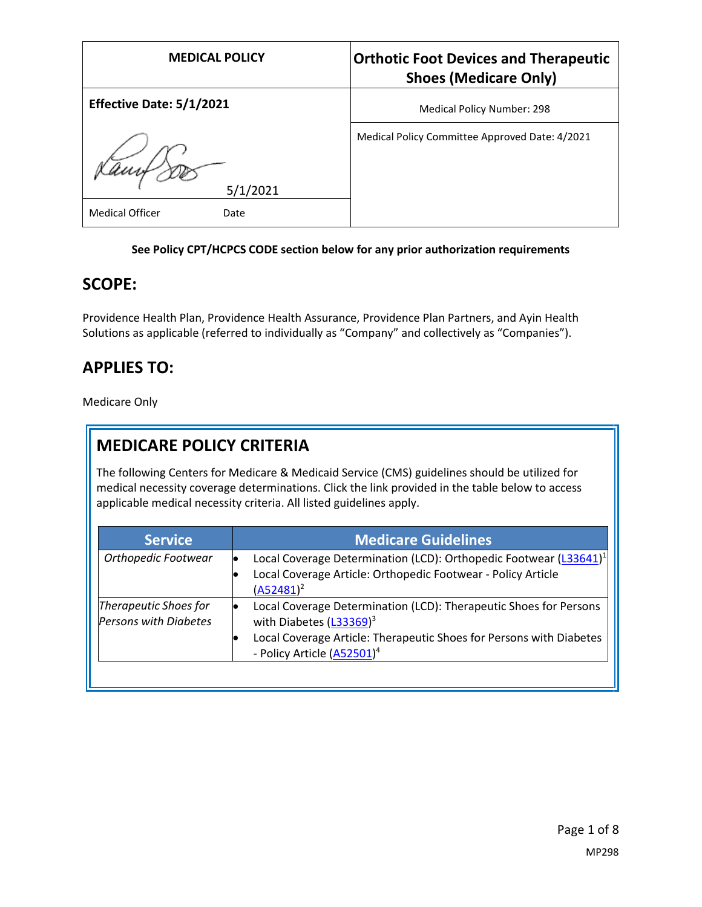| MEDICAL POLICY | Orthotic Foot Devices and Therapeutic Shoes (Medicare Only) |
|---|---|
| **Effective Date: 5/1/2021** | Medical Policy Number: 298 |
| 5/1/2021 | Medical Policy Committee Approved Date: 4/2021 |
| Medical Officer Date | |

**See Policy CPT/HCPCS CODE section below for any prior authorization requirements**

## SCOPE:

Providence Health Plan, Providence Health Assurance, Providence Plan Partners, and Ayin Health Solutions as applicable (referred to individually as "Company" and collectively as "Companies").

## APPLIES TO:

Medicare Only

## MEDICARE POLICY CRITERIA

The following Centers for Medicare & Medicaid Service (CMS) guidelines should be utilized for medical necessity coverage determinations. Click the link provided in the table below to access applicable medical necessity criteria. All listed guidelines apply.

| Service | Medicare Guidelines |
|---|---|
| *Orthopedic Footwear* | • Local Coverage Determination (LCD): Orthopedic Footwear (L33641)[1]<br>• Local Coverage Article: Orthopedic Footwear - Policy Article (A52481)[2] |
| *Therapeutic Shoes for Persons with Diabetes* | • Local Coverage Determination (LCD): Therapeutic Shoes for Persons with Diabetes (L33369)[3]<br>• Local Coverage Article: Therapeutic Shoes for Persons with Diabetes - Policy Article (A52501)[4] |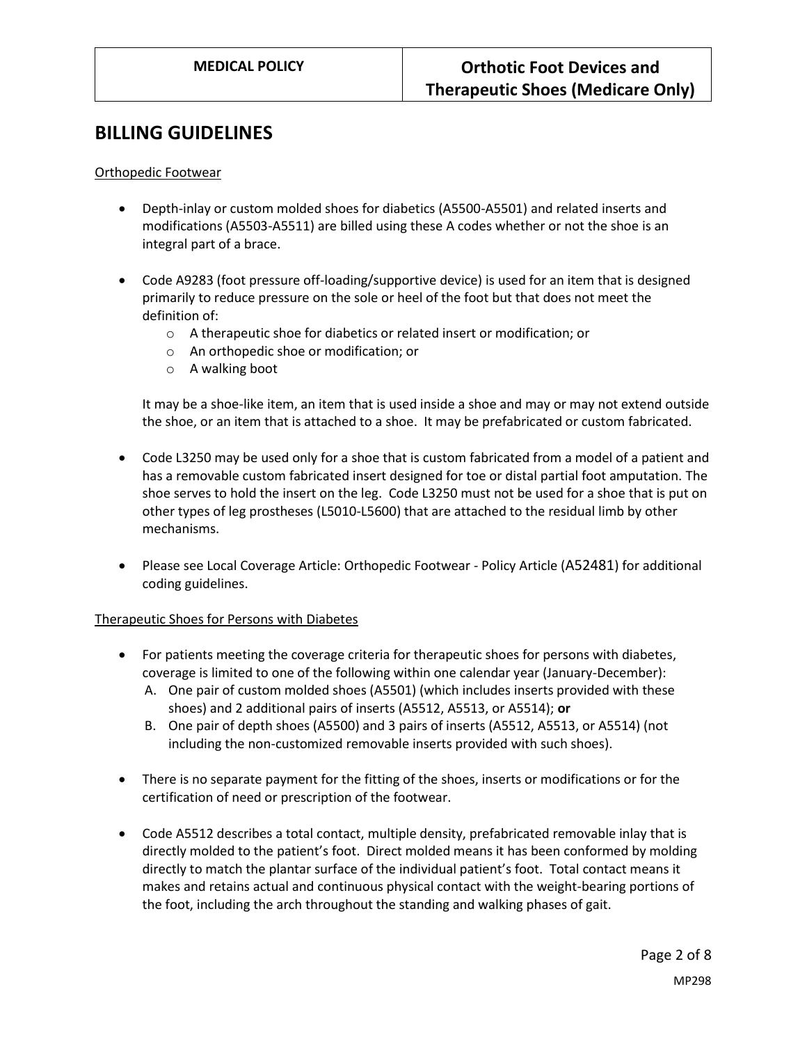## BILLING GUIDELINES

Orthopedic Footwear

- Depth-inlay or custom molded shoes for diabetics (A5500-A5501) and related inserts and modifications (A5503-A5511) are billed using these A codes whether or not the shoe is an integral part of a brace.
- Code A9283 (foot pressure off-loading/supportive device) is used for an item that is designed primarily to reduce pressure on the sole or heel of the foot but that does not meet the definition of:
  - A therapeutic shoe for diabetics or related insert or modification; or
  - An orthopedic shoe or modification; or
  - A walking boot

  It may be a shoe-like item, an item that is used inside a shoe and may or may not extend outside the shoe, or an item that is attached to a shoe. It may be prefabricated or custom fabricated.
- Code L3250 may be used only for a shoe that is custom fabricated from a model of a patient and has a removable custom fabricated insert designed for toe or distal partial foot amputation. The shoe serves to hold the insert on the leg. Code L3250 must not be used for a shoe that is put on other types of leg prostheses (L5010-L5600) that are attached to the residual limb by other mechanisms.
- Please see Local Coverage Article: Orthopedic Footwear - Policy Article (A52481) for additional coding guidelines.

Therapeutic Shoes for Persons with Diabetes

- For patients meeting the coverage criteria for therapeutic shoes for persons with diabetes, coverage is limited to one of the following within one calendar year (January-December):
  A. One pair of custom molded shoes (A5501) (which includes inserts provided with these shoes) and 2 additional pairs of inserts (A5512, A5513, or A5514); **or**
  B. One pair of depth shoes (A5500) and 3 pairs of inserts (A5512, A5513, or A5514) (not including the non-customized removable inserts provided with such shoes).
- There is no separate payment for the fitting of the shoes, inserts or modifications or for the certification of need or prescription of the footwear.
- Code A5512 describes a total contact, multiple density, prefabricated removable inlay that is directly molded to the patient's foot. Direct molded means it has been conformed by molding directly to match the plantar surface of the individual patient's foot. Total contact means it makes and retains actual and continuous physical contact with the weight-bearing portions of the foot, including the arch throughout the standing and walking phases of gait.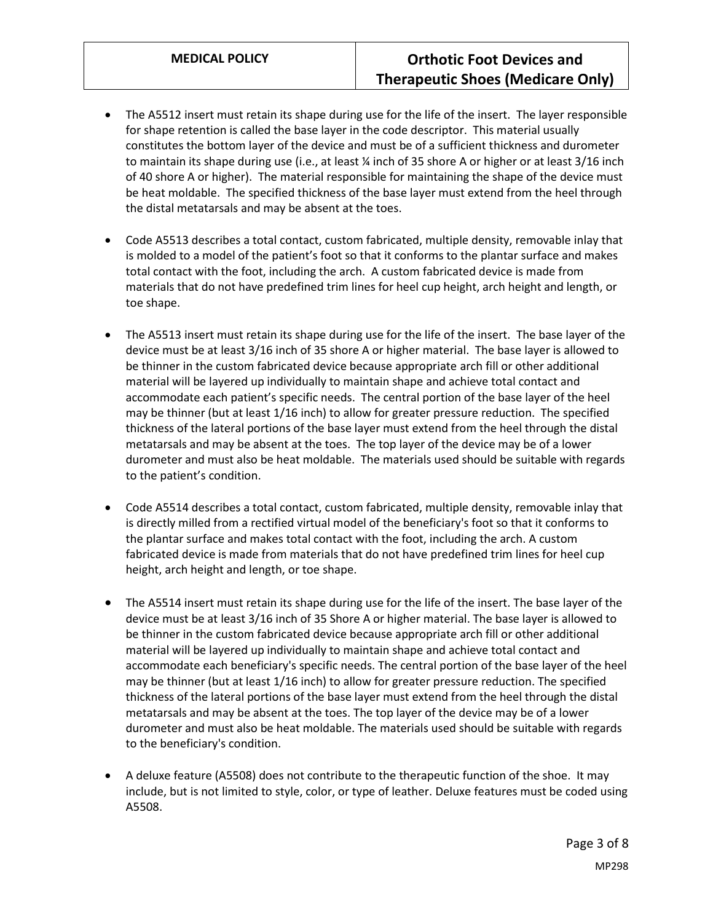- The A5512 insert must retain its shape during use for the life of the insert. The layer responsible for shape retention is called the base layer in the code descriptor. This material usually constitutes the bottom layer of the device and must be of a sufficient thickness and durometer to maintain its shape during use (i.e., at least ¼ inch of 35 shore A or higher or at least 3/16 inch of 40 shore A or higher). The material responsible for maintaining the shape of the device must be heat moldable. The specified thickness of the base layer must extend from the heel through the distal metatarsals and may be absent at the toes.

- Code A5513 describes a total contact, custom fabricated, multiple density, removable inlay that is molded to a model of the patient's foot so that it conforms to the plantar surface and makes total contact with the foot, including the arch. A custom fabricated device is made from materials that do not have predefined trim lines for heel cup height, arch height and length, or toe shape.

- The A5513 insert must retain its shape during use for the life of the insert. The base layer of the device must be at least 3/16 inch of 35 shore A or higher material. The base layer is allowed to be thinner in the custom fabricated device because appropriate arch fill or other additional material will be layered up individually to maintain shape and achieve total contact and accommodate each patient's specific needs. The central portion of the base layer of the heel may be thinner (but at least 1/16 inch) to allow for greater pressure reduction. The specified thickness of the lateral portions of the base layer must extend from the heel through the distal metatarsals and may be absent at the toes. The top layer of the device may be of a lower durometer and must also be heat moldable. The materials used should be suitable with regards to the patient's condition.

- Code A5514 describes a total contact, custom fabricated, multiple density, removable inlay that is directly milled from a rectified virtual model of the beneficiary's foot so that it conforms to the plantar surface and makes total contact with the foot, including the arch. A custom fabricated device is made from materials that do not have predefined trim lines for heel cup height, arch height and length, or toe shape.

- The A5514 insert must retain its shape during use for the life of the insert. The base layer of the device must be at least 3/16 inch of 35 Shore A or higher material. The base layer is allowed to be thinner in the custom fabricated device because appropriate arch fill or other additional material will be layered up individually to maintain shape and achieve total contact and accommodate each beneficiary's specific needs. The central portion of the base layer of the heel may be thinner (but at least 1/16 inch) to allow for greater pressure reduction. The specified thickness of the lateral portions of the base layer must extend from the heel through the distal metatarsals and may be absent at the toes. The top layer of the device may be of a lower durometer and must also be heat moldable. The materials used should be suitable with regards to the beneficiary's condition.

- A deluxe feature (A5508) does not contribute to the therapeutic function of the shoe. It may include, but is not limited to style, color, or type of leather. Deluxe features must be coded using A5508.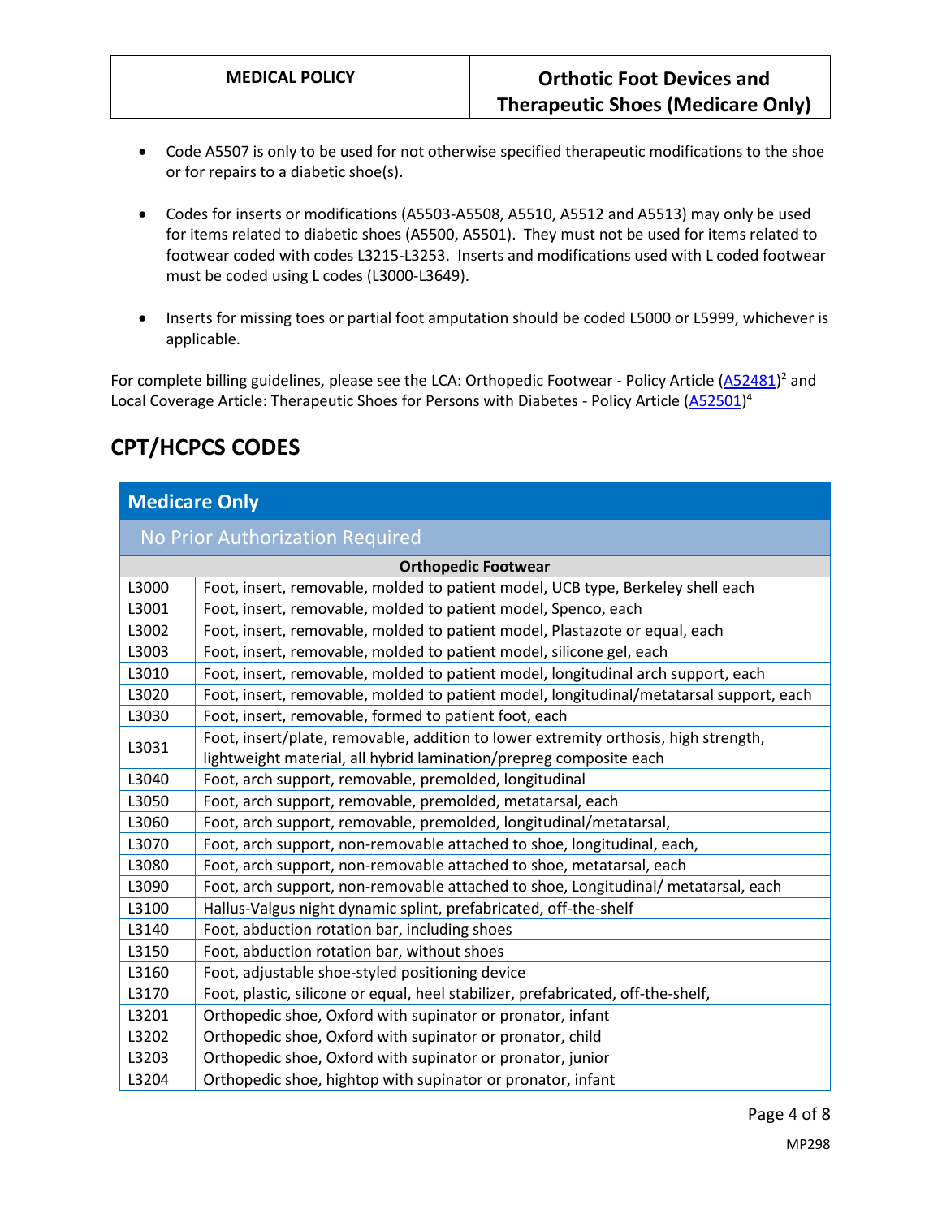- Code A5507 is only to be used for not otherwise specified therapeutic modifications to the shoe or for repairs to a diabetic shoe(s).

- Codes for inserts or modifications (A5503-A5508, A5510, A5512 and A5513) may only be used for items related to diabetic shoes (A5500, A5501). They must not be used for items related to footwear coded with codes L3215-L3253. Inserts and modifications used with L coded footwear must be coded using L codes (L3000-L3649).

- Inserts for missing toes or partial foot amputation should be coded L5000 or L5999, whichever is applicable.

For complete billing guidelines, please see the LCA: Orthopedic Footwear - Policy Article (A52481)[2] and Local Coverage Article: Therapeutic Shoes for Persons with Diabetes - Policy Article (A52501)[4]

## CPT/HCPCS CODES

| Medicare Only | |
|---|---|
| No Prior Authorization Required | |
| **Orthopedic Footwear** | |
| L3000 | Foot, insert, removable, molded to patient model, UCB type, Berkeley shell each |
| L3001 | Foot, insert, removable, molded to patient model, Spenco, each |
| L3002 | Foot, insert, removable, molded to patient model, Plastazote or equal, each |
| L3003 | Foot, insert, removable, molded to patient model, silicone gel, each |
| L3010 | Foot, insert, removable, molded to patient model, longitudinal arch support, each |
| L3020 | Foot, insert, removable, molded to patient model, longitudinal/metatarsal support, each |
| L3030 | Foot, insert, removable, formed to patient foot, each |
| L3031 | Foot, insert/plate, removable, addition to lower extremity orthosis, high strength, lightweight material, all hybrid lamination/prepreg composite each |
| L3040 | Foot, arch support, removable, premolded, longitudinal |
| L3050 | Foot, arch support, removable, premolded, metatarsal, each |
| L3060 | Foot, arch support, removable, premolded, longitudinal/metatarsal, |
| L3070 | Foot, arch support, non-removable attached to shoe, longitudinal, each, |
| L3080 | Foot, arch support, non-removable attached to shoe, metatarsal, each |
| L3090 | Foot, arch support, non-removable attached to shoe, Longitudinal/ metatarsal, each |
| L3100 | Hallus-Valgus night dynamic splint, prefabricated, off-the-shelf |
| L3140 | Foot, abduction rotation bar, including shoes |
| L3150 | Foot, abduction rotation bar, without shoes |
| L3160 | Foot, adjustable shoe-styled positioning device |
| L3170 | Foot, plastic, silicone or equal, heel stabilizer, prefabricated, off-the-shelf, |
| L3201 | Orthopedic shoe, Oxford with supinator or pronator, infant |
| L3202 | Orthopedic shoe, Oxford with supinator or pronator, child |
| L3203 | Orthopedic shoe, Oxford with supinator or pronator, junior |
| L3204 | Orthopedic shoe, hightop with supinator or pronator, infant |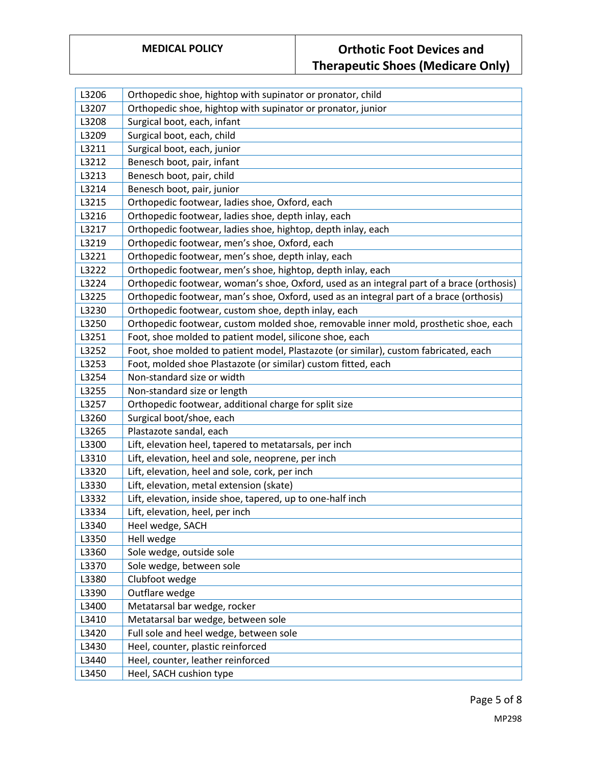| | |
|---|---|
| L3206 | Orthopedic shoe, hightop with supinator or pronator, child |
| L3207 | Orthopedic shoe, hightop with supinator or pronator, junior |
| L3208 | Surgical boot, each, infant |
| L3209 | Surgical boot, each, child |
| L3211 | Surgical boot, each, junior |
| L3212 | Benesch boot, pair, infant |
| L3213 | Benesch boot, pair, child |
| L3214 | Benesch boot, pair, junior |
| L3215 | Orthopedic footwear, ladies shoe, Oxford, each |
| L3216 | Orthopedic footwear, ladies shoe, depth inlay, each |
| L3217 | Orthopedic footwear, ladies shoe, hightop, depth inlay, each |
| L3219 | Orthopedic footwear, men's shoe, Oxford, each |
| L3221 | Orthopedic footwear, men's shoe, depth inlay, each |
| L3222 | Orthopedic footwear, men's shoe, hightop, depth inlay, each |
| L3224 | Orthopedic footwear, woman's shoe, Oxford, used as an integral part of a brace (orthosis) |
| L3225 | Orthopedic footwear, man's shoe, Oxford, used as an integral part of a brace (orthosis) |
| L3230 | Orthopedic footwear, custom shoe, depth inlay, each |
| L3250 | Orthopedic footwear, custom molded shoe, removable inner mold, prosthetic shoe, each |
| L3251 | Foot, shoe molded to patient model, silicone shoe, each |
| L3252 | Foot, shoe molded to patient model, Plastazote (or similar), custom fabricated, each |
| L3253 | Foot, molded shoe Plastazote (or similar) custom fitted, each |
| L3254 | Non-standard size or width |
| L3255 | Non-standard size or length |
| L3257 | Orthopedic footwear, additional charge for split size |
| L3260 | Surgical boot/shoe, each |
| L3265 | Plastazote sandal, each |
| L3300 | Lift, elevation heel, tapered to metatarsals, per inch |
| L3310 | Lift, elevation, heel and sole, neoprene, per inch |
| L3320 | Lift, elevation, heel and sole, cork, per inch |
| L3330 | Lift, elevation, metal extension (skate) |
| L3332 | Lift, elevation, inside shoe, tapered, up to one-half inch |
| L3334 | Lift, elevation, heel, per inch |
| L3340 | Heel wedge, SACH |
| L3350 | Hell wedge |
| L3360 | Sole wedge, outside sole |
| L3370 | Sole wedge, between sole |
| L3380 | Clubfoot wedge |
| L3390 | Outflare wedge |
| L3400 | Metatarsal bar wedge, rocker |
| L3410 | Metatarsal bar wedge, between sole |
| L3420 | Full sole and heel wedge, between sole |
| L3430 | Heel, counter, plastic reinforced |
| L3440 | Heel, counter, leather reinforced |
| L3450 | Heel, SACH cushion type |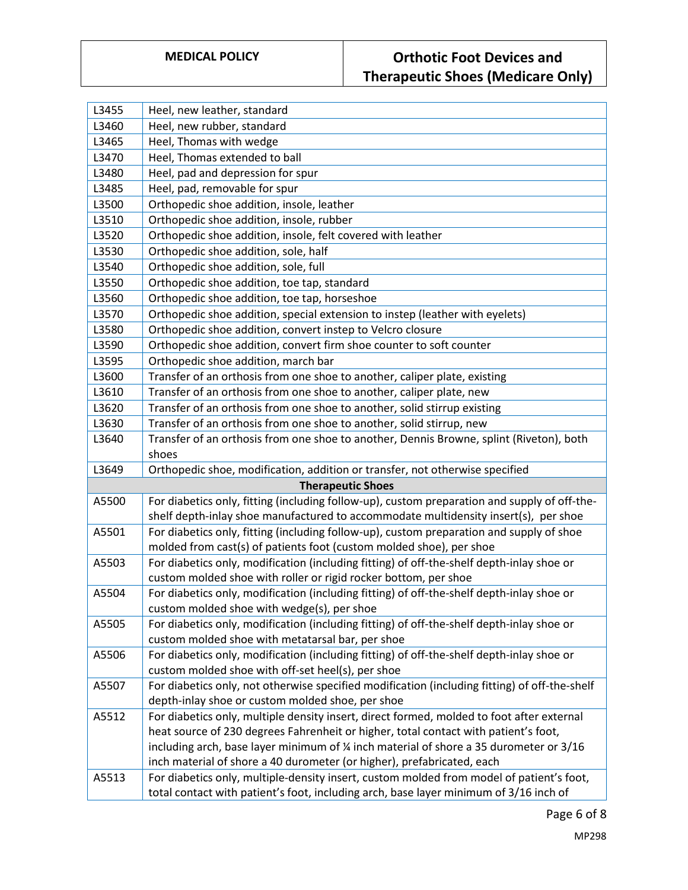| | |
|---|---|
| L3455 | Heel, new leather, standard |
| L3460 | Heel, new rubber, standard |
| L3465 | Heel, Thomas with wedge |
| L3470 | Heel, Thomas extended to ball |
| L3480 | Heel, pad and depression for spur |
| L3485 | Heel, pad, removable for spur |
| L3500 | Orthopedic shoe addition, insole, leather |
| L3510 | Orthopedic shoe addition, insole, rubber |
| L3520 | Orthopedic shoe addition, insole, felt covered with leather |
| L3530 | Orthopedic shoe addition, sole, half |
| L3540 | Orthopedic shoe addition, sole, full |
| L3550 | Orthopedic shoe addition, toe tap, standard |
| L3560 | Orthopedic shoe addition, toe tap, horseshoe |
| L3570 | Orthopedic shoe addition, special extension to instep (leather with eyelets) |
| L3580 | Orthopedic shoe addition, convert instep to Velcro closure |
| L3590 | Orthopedic shoe addition, convert firm shoe counter to soft counter |
| L3595 | Orthopedic shoe addition, march bar |
| L3600 | Transfer of an orthosis from one shoe to another, caliper plate, existing |
| L3610 | Transfer of an orthosis from one shoe to another, caliper plate, new |
| L3620 | Transfer of an orthosis from one shoe to another, solid stirrup existing |
| L3630 | Transfer of an orthosis from one shoe to another, solid stirrup, new |
| L3640 | Transfer of an orthosis from one shoe to another, Dennis Browne, splint (Riveton), both shoes |
| L3649 | Orthopedic shoe, modification, addition or transfer, not otherwise specified |
| **Therapeutic Shoes** | |
| A5500 | For diabetics only, fitting (including follow-up), custom preparation and supply of off-the-shelf depth-inlay shoe manufactured to accommodate multidensity insert(s), per shoe |
| A5501 | For diabetics only, fitting (including follow-up), custom preparation and supply of shoe molded from cast(s) of patients foot (custom molded shoe), per shoe |
| A5503 | For diabetics only, modification (including fitting) of off-the-shelf depth-inlay shoe or custom molded shoe with roller or rigid rocker bottom, per shoe |
| A5504 | For diabetics only, modification (including fitting) of off-the-shelf depth-inlay shoe or custom molded shoe with wedge(s), per shoe |
| A5505 | For diabetics only, modification (including fitting) of off-the-shelf depth-inlay shoe or custom molded shoe with metatarsal bar, per shoe |
| A5506 | For diabetics only, modification (including fitting) of off-the-shelf depth-inlay shoe or custom molded shoe with off-set heel(s), per shoe |
| A5507 | For diabetics only, not otherwise specified modification (including fitting) of off-the-shelf depth-inlay shoe or custom molded shoe, per shoe |
| A5512 | For diabetics only, multiple density insert, direct formed, molded to foot after external heat source of 230 degrees Fahrenheit or higher, total contact with patient's foot, including arch, base layer minimum of ¼ inch material of shore a 35 durometer or 3/16 inch material of shore a 40 durometer (or higher), prefabricated, each |
| A5513 | For diabetics only, multiple-density insert, custom molded from model of patient's foot, total contact with patient's foot, including arch, base layer minimum of 3/16 inch of |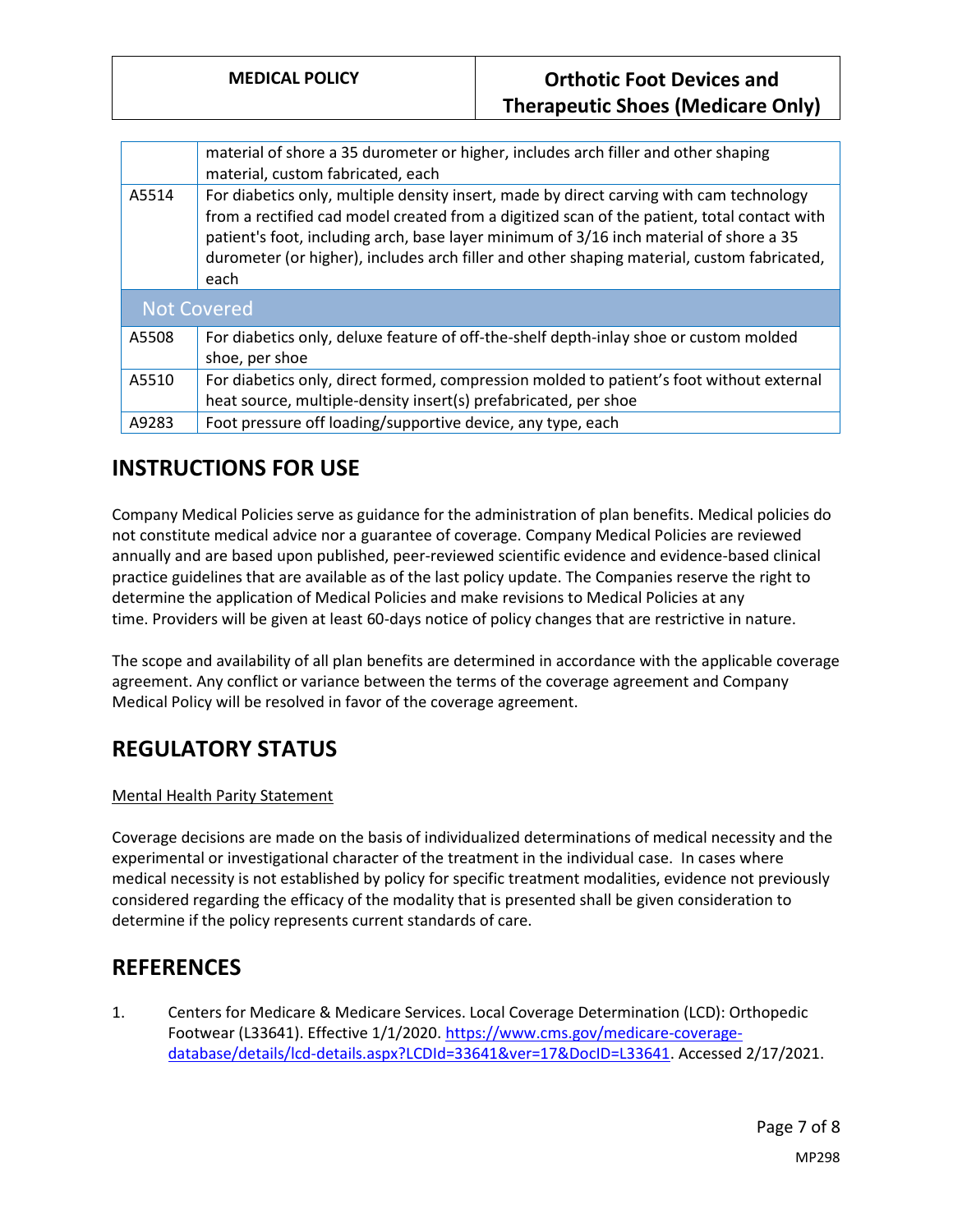| | |
|---|---|
| | material of shore a 35 durometer or higher, includes arch filler and other shaping material, custom fabricated, each |
| A5514 | For diabetics only, multiple density insert, made by direct carving with cam technology from a rectified cad model created from a digitized scan of the patient, total contact with patient's foot, including arch, base layer minimum of 3/16 inch material of shore a 35 durometer (or higher), includes arch filler and other shaping material, custom fabricated, each |
| **Not Covered** | |
| A5508 | For diabetics only, deluxe feature of off-the-shelf depth-inlay shoe or custom molded shoe, per shoe |
| A5510 | For diabetics only, direct formed, compression molded to patient's foot without external heat source, multiple-density insert(s) prefabricated, per shoe |
| A9283 | Foot pressure off loading/supportive device, any type, each |

## INSTRUCTIONS FOR USE

Company Medical Policies serve as guidance for the administration of plan benefits. Medical policies do not constitute medical advice nor a guarantee of coverage. Company Medical Policies are reviewed annually and are based upon published, peer-reviewed scientific evidence and evidence-based clinical practice guidelines that are available as of the last policy update. The Companies reserve the right to determine the application of Medical Policies and make revisions to Medical Policies at any time. Providers will be given at least 60-days notice of policy changes that are restrictive in nature.

The scope and availability of all plan benefits are determined in accordance with the applicable coverage agreement. Any conflict or variance between the terms of the coverage agreement and Company Medical Policy will be resolved in favor of the coverage agreement.

## REGULATORY STATUS

Mental Health Parity Statement

Coverage decisions are made on the basis of individualized determinations of medical necessity and the experimental or investigational character of the treatment in the individual case. In cases where medical necessity is not established by policy for specific treatment modalities, evidence not previously considered regarding the efficacy of the modality that is presented shall be given consideration to determine if the policy represents current standards of care.

## REFERENCES

1. Centers for Medicare & Medicare Services. Local Coverage Determination (LCD): Orthopedic Footwear (L33641). Effective 1/1/2020. [https://www.cms.gov/medicare-coverage-database/details/lcd-details.aspx?LCDId=33641&ver=17&DocID=L33641](https://www.cms.gov/medicare-coverage-database/details/lcd-details.aspx?LCDId=33641&ver=17&DocID=L33641). Accessed 2/17/2021.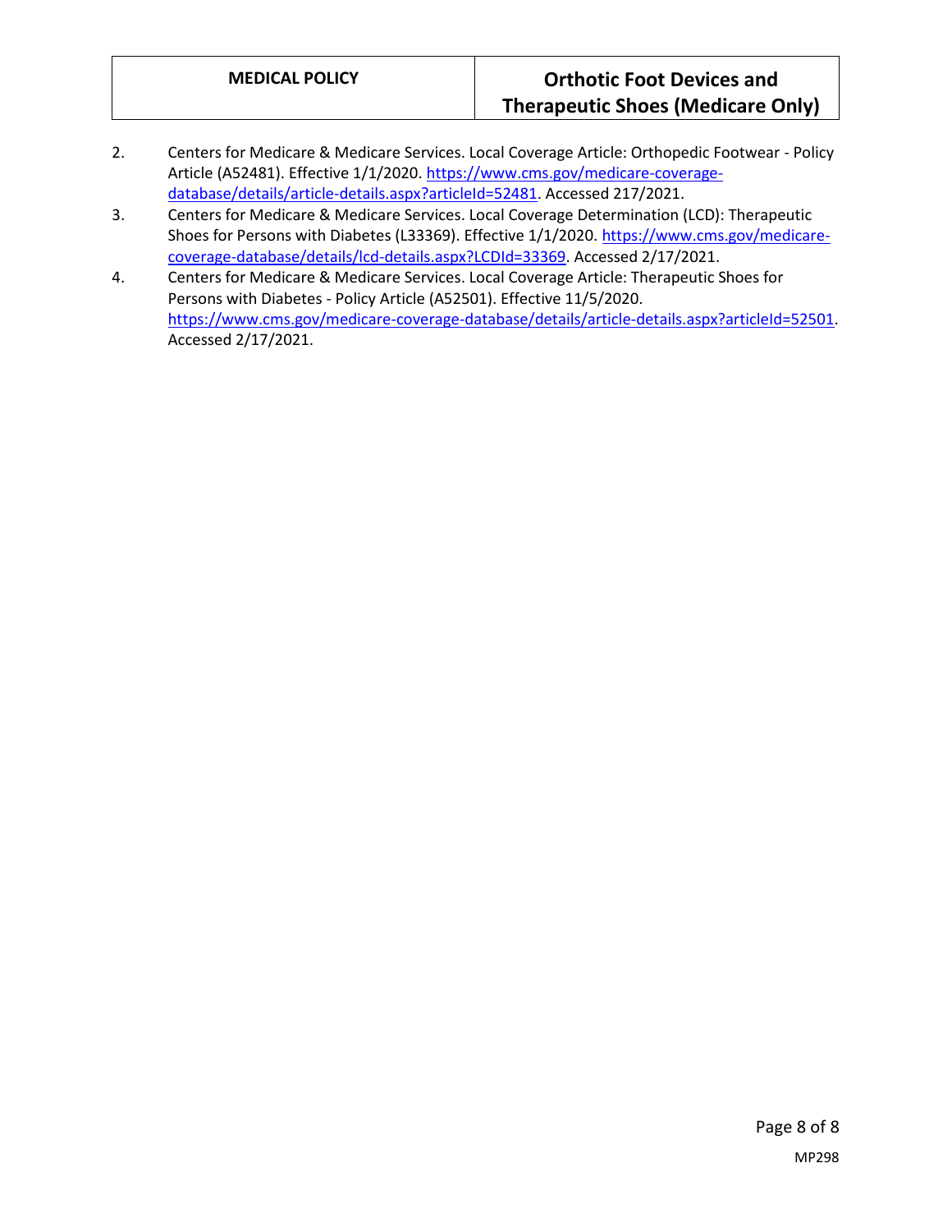2. Centers for Medicare & Medicare Services. Local Coverage Article: Orthopedic Footwear - Policy Article (A52481). Effective 1/1/2020. https://www.cms.gov/medicare-coverage-database/details/article-details.aspx?articleId=52481. Accessed 217/2021.
3. Centers for Medicare & Medicare Services. Local Coverage Determination (LCD): Therapeutic Shoes for Persons with Diabetes (L33369). Effective 1/1/2020. https://www.cms.gov/medicare-coverage-database/details/lcd-details.aspx?LCDId=33369. Accessed 2/17/2021.
4. Centers for Medicare & Medicare Services. Local Coverage Article: Therapeutic Shoes for Persons with Diabetes - Policy Article (A52501). Effective 11/5/2020. https://www.cms.gov/medicare-coverage-database/details/article-details.aspx?articleId=52501. Accessed 2/17/2021.